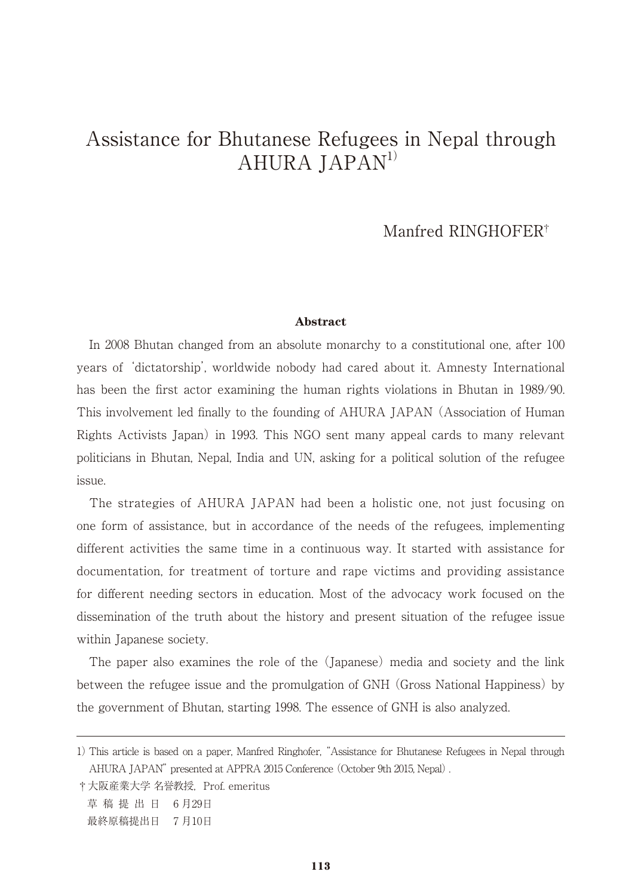# Assistance for Bhutanese Refugees in Nepal through AHURA JAPAN[1)]

Manfred RINGHOFER[†]

### Abstract

In 2008 Bhutan changed from an absolute monarchy to a constitutional one, after 100 years of 'dictatorship', worldwide nobody had cared about it. Amnesty International has been the first actor examining the human rights violations in Bhutan in 1989/90. This involvement led finally to the founding of AHURA JAPAN (Association of Human Rights Activists Japan) in 1993. This NGO sent many appeal cards to many relevant politicians in Bhutan, Nepal, India and UN, asking for a political solution of the refugee issue.

The strategies of AHURA JAPAN had been a holistic one, not just focusing on one form of assistance, but in accordance of the needs of the refugees, implementing different activities the same time in a continuous way. It started with assistance for documentation, for treatment of torture and rape victims and providing assistance for different needing sectors in education. Most of the advocacy work focused on the dissemination of the truth about the history and present situation of the refugee issue within Japanese society.

The paper also examines the role of the (Japanese) media and society and the link between the refugee issue and the promulgation of GNH (Gross National Happiness) by the government of Bhutan, starting 1998. The essence of GNH is also analyzed.

---

1) This article is based on a paper, Manfred Ringhofer, "Assistance for Bhutanese Refugees in Nepal through AHURA JAPAN" presented at APPRA 2015 Conference (October 9th 2015, Nepal).

† 大阪産業大学 名誉教授, Prof. emeritus

草 稿 提 出 日　6 月29日

最終原稿提出日　7 月10日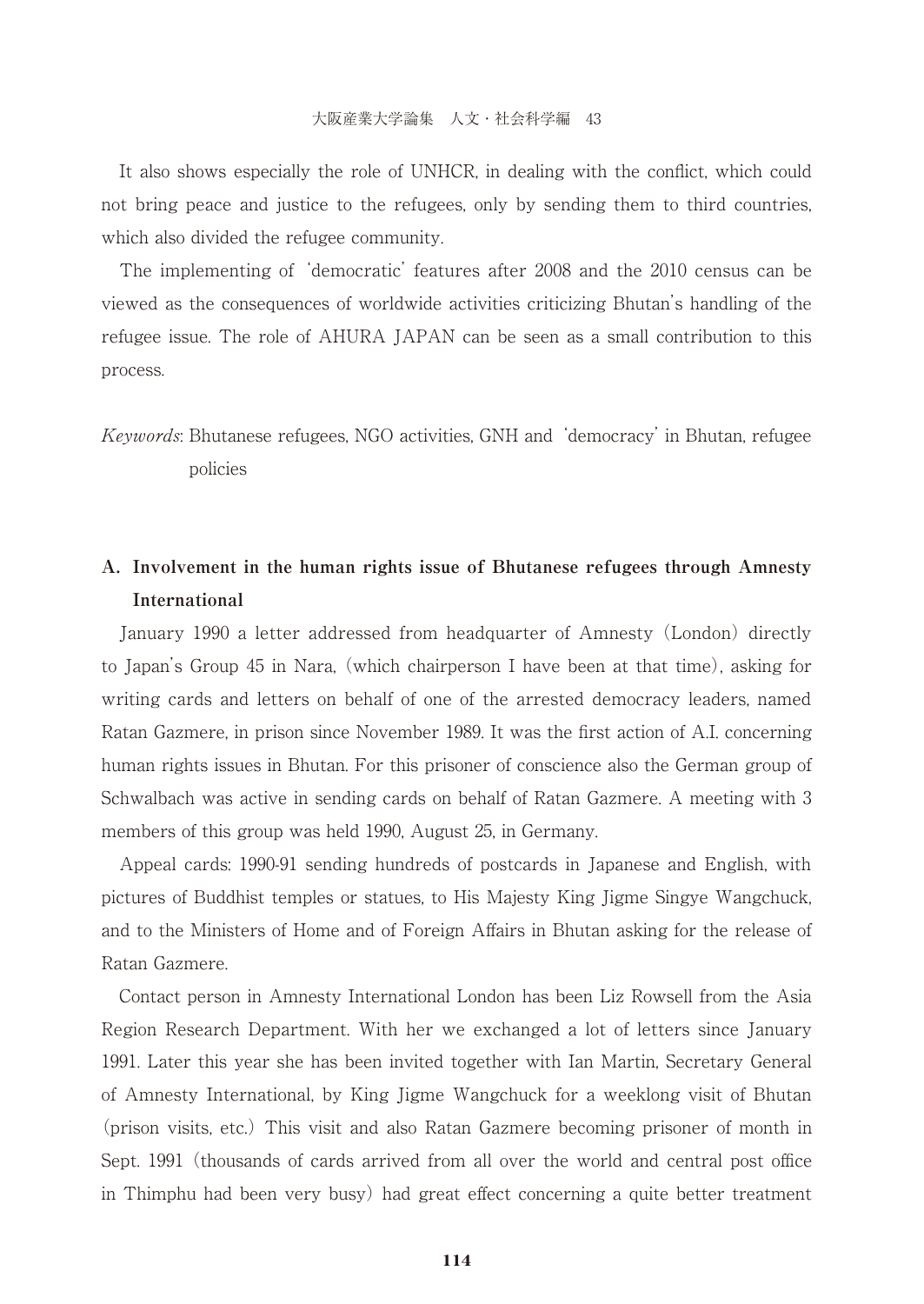It also shows especially the role of UNHCR, in dealing with the conflict, which could not bring peace and justice to the refugees, only by sending them to third countries, which also divided the refugee community.

The implementing of 'democratic' features after 2008 and the 2010 census can be viewed as the consequences of worldwide activities criticizing Bhutan's handling of the refugee issue. The role of AHURA JAPAN can be seen as a small contribution to this process.

*Keywords*: Bhutanese refugees, NGO activities, GNH and 'democracy' in Bhutan, refugee policies

## A. Involvement in the human rights issue of Bhutanese refugees through Amnesty International

January 1990 a letter addressed from headquarter of Amnesty (London) directly to Japan's Group 45 in Nara, (which chairperson I have been at that time), asking for writing cards and letters on behalf of one of the arrested democracy leaders, named Ratan Gazmere, in prison since November 1989. It was the first action of A.I. concerning human rights issues in Bhutan. For this prisoner of conscience also the German group of Schwalbach was active in sending cards on behalf of Ratan Gazmere. A meeting with 3 members of this group was held 1990, August 25, in Germany.

Appeal cards: 1990-91 sending hundreds of postcards in Japanese and English, with pictures of Buddhist temples or statues, to His Majesty King Jigme Singye Wangchuck, and to the Ministers of Home and of Foreign Affairs in Bhutan asking for the release of Ratan Gazmere.

Contact person in Amnesty International London has been Liz Rowsell from the Asia Region Research Department. With her we exchanged a lot of letters since January 1991. Later this year she has been invited together with Ian Martin, Secretary General of Amnesty International, by King Jigme Wangchuck for a weeklong visit of Bhutan (prison visits, etc.) This visit and also Ratan Gazmere becoming prisoner of month in Sept. 1991 (thousands of cards arrived from all over the world and central post office in Thimphu had been very busy) had great effect concerning a quite better treatment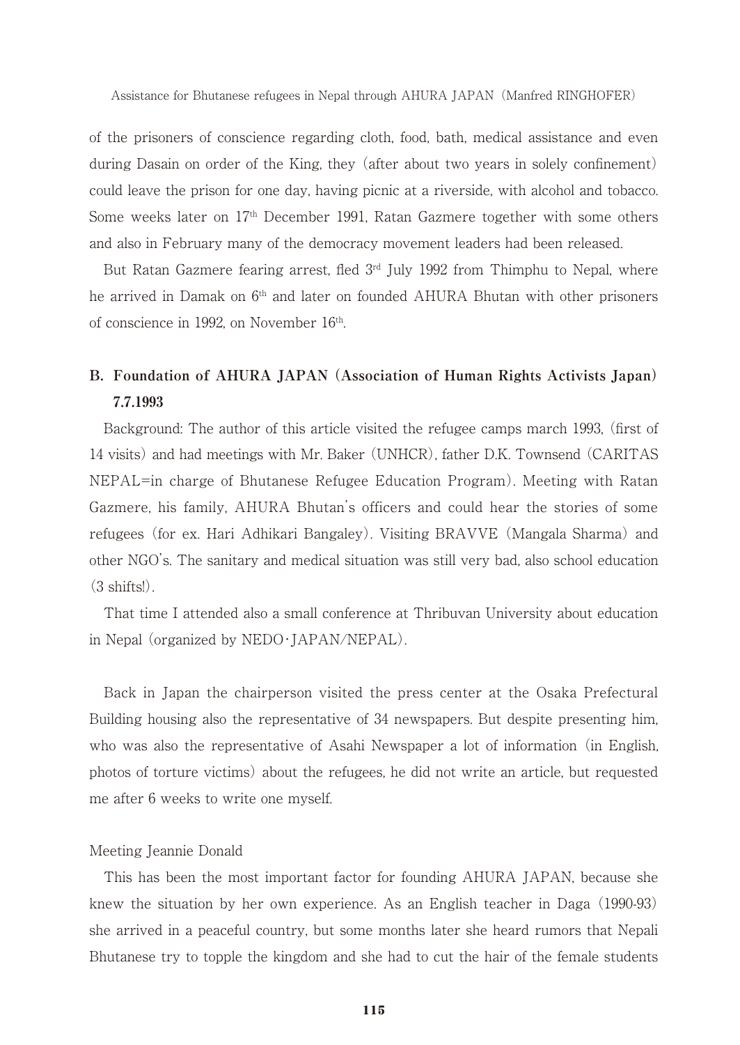of the prisoners of conscience regarding cloth, food, bath, medical assistance and even during Dasain on order of the King, they (after about two years in solely confinement) could leave the prison for one day, having picnic at a riverside, with alcohol and tobacco. Some weeks later on 17th December 1991, Ratan Gazmere together with some others and also in February many of the democracy movement leaders had been released.

But Ratan Gazmere fearing arrest, fled 3rd July 1992 from Thimphu to Nepal, where he arrived in Damak on 6th and later on founded AHURA Bhutan with other prisoners of conscience in 1992, on November 16th.

## B. Foundation of AHURA JAPAN (Association of Human Rights Activists Japan) 7.7.1993

Background: The author of this article visited the refugee camps march 1993, (first of 14 visits) and had meetings with Mr. Baker (UNHCR), father D.K. Townsend (CARITAS NEPAL=in charge of Bhutanese Refugee Education Program). Meeting with Ratan Gazmere, his family, AHURA Bhutan's officers and could hear the stories of some refugees (for ex. Hari Adhikari Bangaley). Visiting BRAVVE (Mangala Sharma) and other NGO's. The sanitary and medical situation was still very bad, also school education (3 shifts!).

That time I attended also a small conference at Thribuvan University about education in Nepal (organized by NEDO・JAPAN/NEPAL).

Back in Japan the chairperson visited the press center at the Osaka Prefectural Building housing also the representative of 34 newspapers. But despite presenting him, who was also the representative of Asahi Newspaper a lot of information (in English, photos of torture victims) about the refugees, he did not write an article, but requested me after 6 weeks to write one myself.

Meeting Jeannie Donald

This has been the most important factor for founding AHURA JAPAN, because she knew the situation by her own experience. As an English teacher in Daga (1990-93) she arrived in a peaceful country, but some months later she heard rumors that Nepali Bhutanese try to topple the kingdom and she had to cut the hair of the female students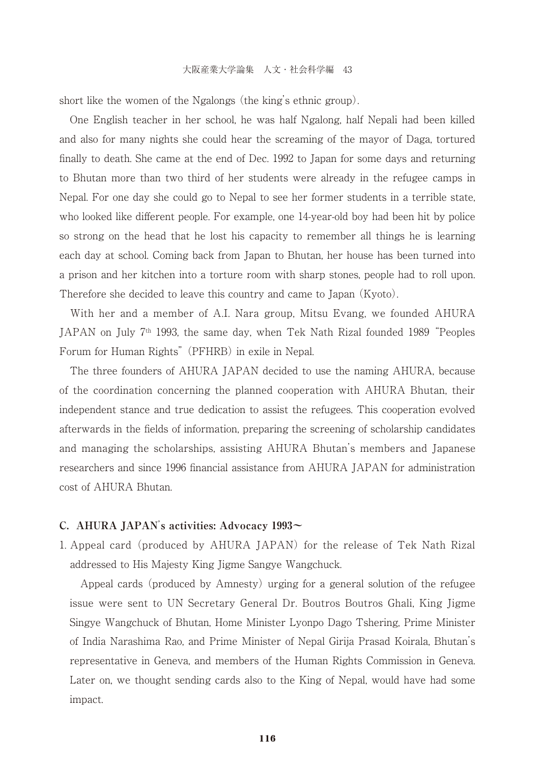short like the women of the Ngalongs (the king's ethnic group).

One English teacher in her school, he was half Ngalong, half Nepali had been killed and also for many nights she could hear the screaming of the mayor of Daga, tortured finally to death. She came at the end of Dec. 1992 to Japan for some days and returning to Bhutan more than two third of her students were already in the refugee camps in Nepal. For one day she could go to Nepal to see her former students in a terrible state, who looked like different people. For example, one 14-year-old boy had been hit by police so strong on the head that he lost his capacity to remember all things he is learning each day at school. Coming back from Japan to Bhutan, her house has been turned into a prison and her kitchen into a torture room with sharp stones, people had to roll upon. Therefore she decided to leave this country and came to Japan (Kyoto).

With her and a member of A.I. Nara group, Mitsu Evang, we founded AHURA JAPAN on July 7th 1993, the same day, when Tek Nath Rizal founded 1989 "Peoples Forum for Human Rights" (PFHRB) in exile in Nepal.

The three founders of AHURA JAPAN decided to use the naming AHURA, because of the coordination concerning the planned cooperation with AHURA Bhutan, their independent stance and true dedication to assist the refugees. This cooperation evolved afterwards in the fields of information, preparing the screening of scholarship candidates and managing the scholarships, assisting AHURA Bhutan's members and Japanese researchers and since 1996 financial assistance from AHURA JAPAN for administration cost of AHURA Bhutan.

### C. AHURA JAPAN's activities: Advocacy 1993～

1. Appeal card (produced by AHURA JAPAN) for the release of Tek Nath Rizal addressed to His Majesty King Jigme Sangye Wangchuck.

   Appeal cards (produced by Amnesty) urging for a general solution of the refugee issue were sent to UN Secretary General Dr. Boutros Boutros Ghali, King Jigme Singye Wangchuck of Bhutan, Home Minister Lyonpo Dago Tshering, Prime Minister of India Narashima Rao, and Prime Minister of Nepal Girija Prasad Koirala, Bhutan's representative in Geneva, and members of the Human Rights Commission in Geneva. Later on, we thought sending cards also to the King of Nepal, would have had some impact.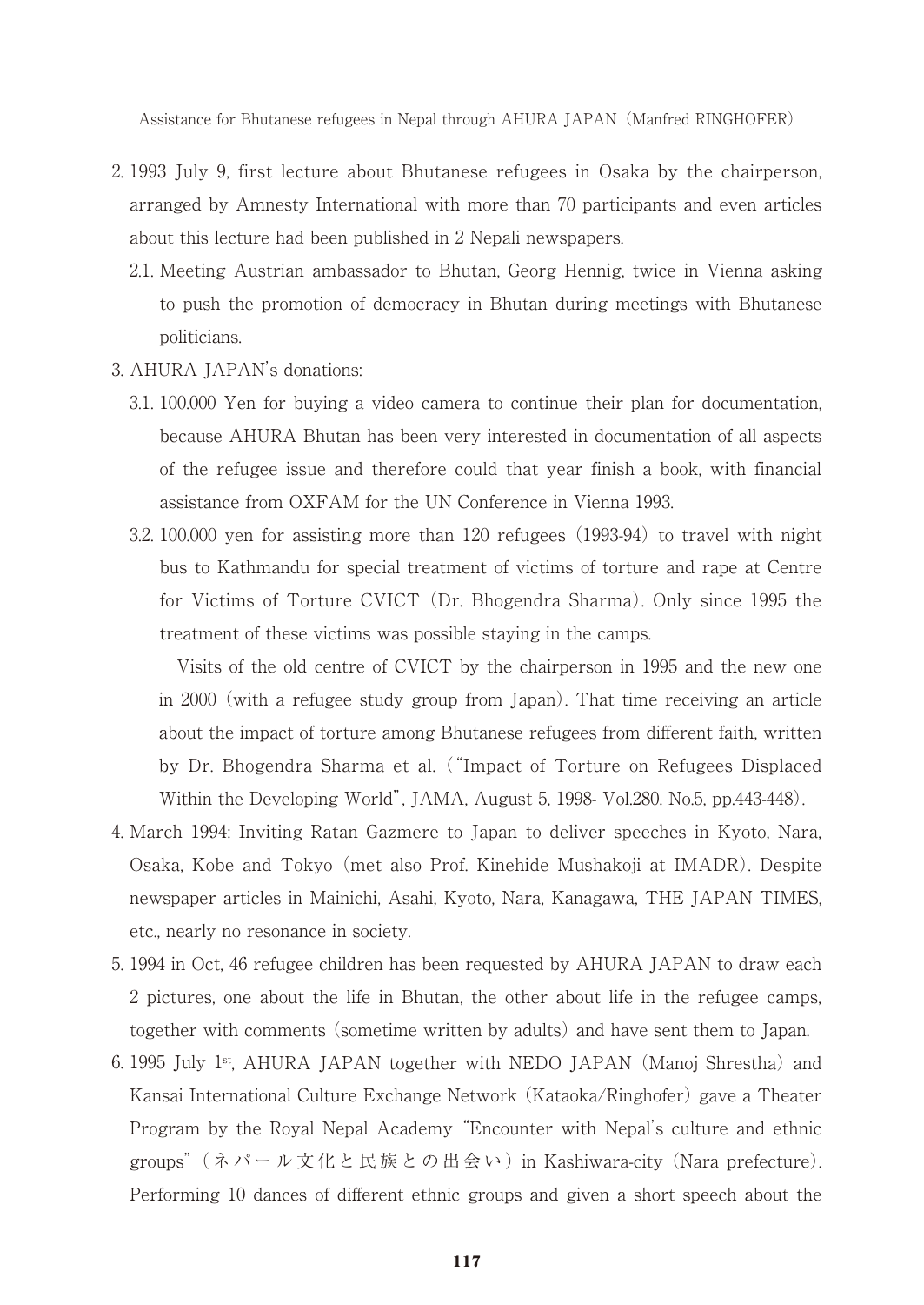2. 1993 July 9, first lecture about Bhutanese refugees in Osaka by the chairperson, arranged by Amnesty International with more than 70 participants and even articles about this lecture had been published in 2 Nepali newspapers.

   2.1. Meeting Austrian ambassador to Bhutan, Georg Hennig, twice in Vienna asking to push the promotion of democracy in Bhutan during meetings with Bhutanese politicians.

3. AHURA JAPAN's donations:

   3.1. 100.000 Yen for buying a video camera to continue their plan for documentation, because AHURA Bhutan has been very interested in documentation of all aspects of the refugee issue and therefore could that year finish a book, with financial assistance from OXFAM for the UN Conference in Vienna 1993.

   3.2. 100.000 yen for assisting more than 120 refugees (1993-94) to travel with night bus to Kathmandu for special treatment of victims of torture and rape at Centre for Victims of Torture CVICT (Dr. Bhogendra Sharma). Only since 1995 the treatment of these victims was possible staying in the camps.

   Visits of the old centre of CVICT by the chairperson in 1995 and the new one in 2000 (with a refugee study group from Japan). That time receiving an article about the impact of torture among Bhutanese refugees from different faith, written by Dr. Bhogendra Sharma et al. ("Impact of Torture on Refugees Displaced Within the Developing World", JAMA, August 5, 1998- Vol.280. No.5, pp.443-448).

4. March 1994: Inviting Ratan Gazmere to Japan to deliver speeches in Kyoto, Nara, Osaka, Kobe and Tokyo (met also Prof. Kinehide Mushakoji at IMADR). Despite newspaper articles in Mainichi, Asahi, Kyoto, Nara, Kanagawa, THE JAPAN TIMES, etc., nearly no resonance in society.

5. 1994 in Oct, 46 refugee children has been requested by AHURA JAPAN to draw each 2 pictures, one about the life in Bhutan, the other about life in the refugee camps, together with comments (sometime written by adults) and have sent them to Japan.

6. 1995 July 1st, AHURA JAPAN together with NEDO JAPAN (Manoj Shrestha) and Kansai International Culture Exchange Network (Kataoka/Ringhofer) gave a Theater Program by the Royal Nepal Academy "Encounter with Nepal's culture and ethnic groups" (ネパール文化と民族との出会い) in Kashiwara-city (Nara prefecture). Performing 10 dances of different ethnic groups and given a short speech about the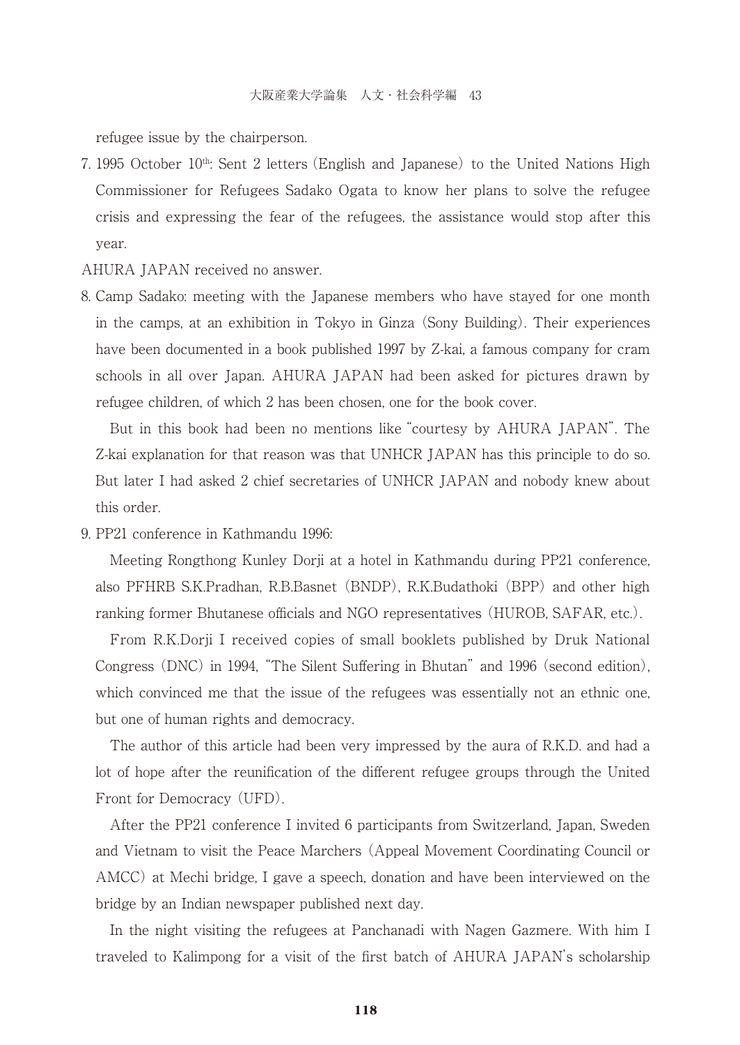refugee issue by the chairperson.

7. 1995 October 10th: Sent 2 letters (English and Japanese) to the United Nations High Commissioner for Refugees Sadako Ogata to know her plans to solve the refugee crisis and expressing the fear of the refugees, the assistance would stop after this year.

AHURA JAPAN received no answer.

8. Camp Sadako: meeting with the Japanese members who have stayed for one month in the camps, at an exhibition in Tokyo in Ginza (Sony Building). Their experiences have been documented in a book published 1997 by Z-kai, a famous company for cram schools in all over Japan. AHURA JAPAN had been asked for pictures drawn by refugee children, of which 2 has been chosen, one for the book cover.

   But in this book had been no mentions like "courtesy by AHURA JAPAN". The Z-kai explanation for that reason was that UNHCR JAPAN has this principle to do so. But later I had asked 2 chief secretaries of UNHCR JAPAN and nobody knew about this order.

9. PP21 conference in Kathmandu 1996:

   Meeting Rongthong Kunley Dorji at a hotel in Kathmandu during PP21 conference, also PFHRB S.K.Pradhan, R.B.Basnet (BNDP), R.K.Budathoki (BPP) and other high ranking former Bhutanese officials and NGO representatives (HUROB, SAFAR, etc.).

   From R.K.Dorji I received copies of small booklets published by Druk National Congress (DNC) in 1994, "The Silent Suffering in Bhutan" and 1996 (second edition), which convinced me that the issue of the refugees was essentially not an ethnic one, but one of human rights and democracy.

   The author of this article had been very impressed by the aura of R.K.D. and had a lot of hope after the reunification of the different refugee groups through the United Front for Democracy (UFD).

   After the PP21 conference I invited 6 participants from Switzerland, Japan, Sweden and Vietnam to visit the Peace Marchers (Appeal Movement Coordinating Council or AMCC) at Mechi bridge, I gave a speech, donation and have been interviewed on the bridge by an Indian newspaper published next day.

   In the night visiting the refugees at Panchanadi with Nagen Gazmere. With him I traveled to Kalimpong for a visit of the first batch of AHURA JAPAN's scholarship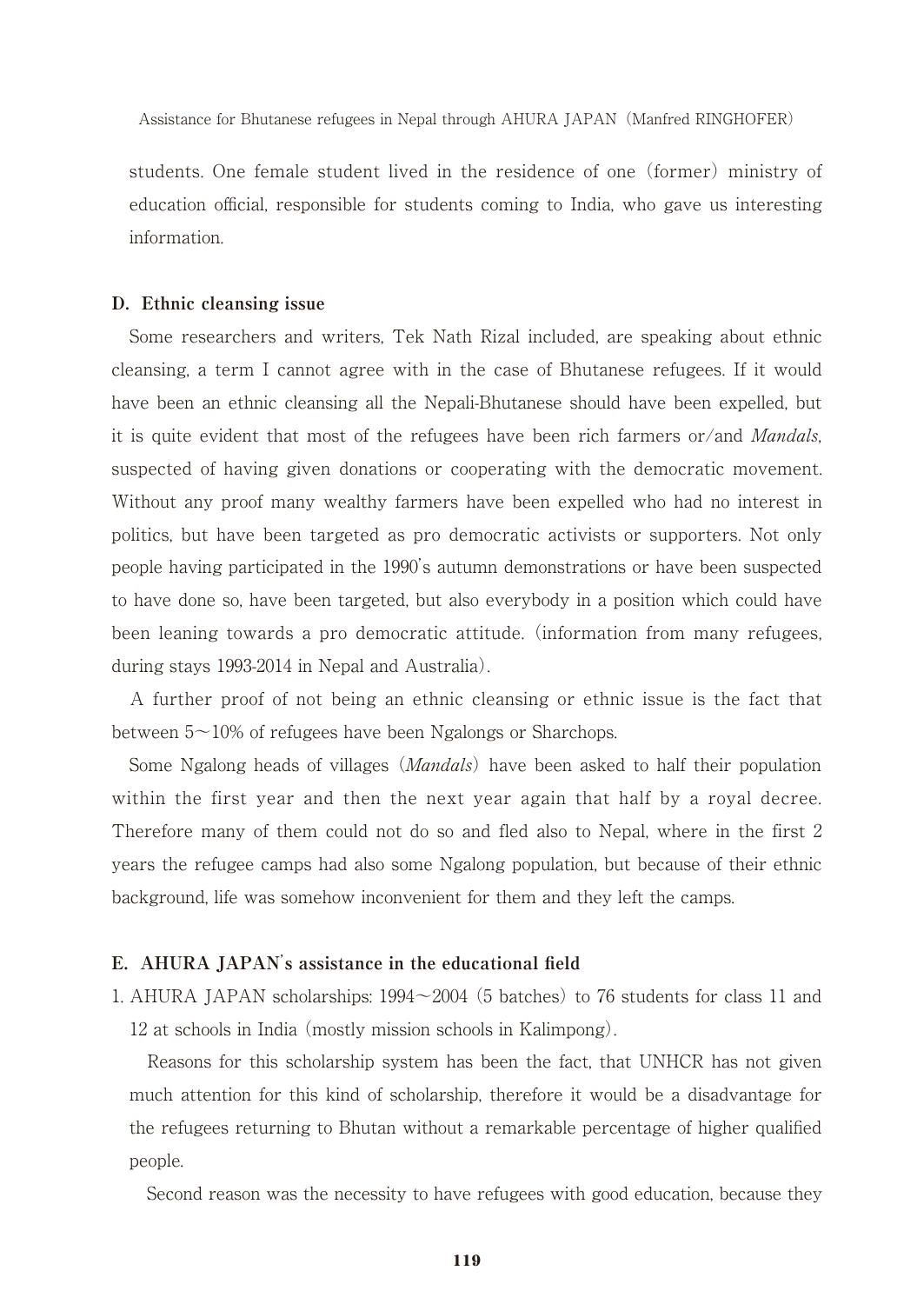students. One female student lived in the residence of one (former) ministry of education official, responsible for students coming to India, who gave us interesting information.

### D. Ethnic cleansing issue

Some researchers and writers, Tek Nath Rizal included, are speaking about ethnic cleansing, a term I cannot agree with in the case of Bhutanese refugees. If it would have been an ethnic cleansing all the Nepali-Bhutanese should have been expelled, but it is quite evident that most of the refugees have been rich farmers or/and *Mandals*, suspected of having given donations or cooperating with the democratic movement. Without any proof many wealthy farmers have been expelled who had no interest in politics, but have been targeted as pro democratic activists or supporters. Not only people having participated in the 1990's autumn demonstrations or have been suspected to have done so, have been targeted, but also everybody in a position which could have been leaning towards a pro democratic attitude. (information from many refugees, during stays 1993-2014 in Nepal and Australia).

A further proof of not being an ethnic cleansing or ethnic issue is the fact that between 5～10% of refugees have been Ngalongs or Sharchops.

Some Ngalong heads of villages (*Mandals*) have been asked to half their population within the first year and then the next year again that half by a royal decree. Therefore many of them could not do so and fled also to Nepal, where in the first 2 years the refugee camps had also some Ngalong population, but because of their ethnic background, life was somehow inconvenient for them and they left the camps.

### E. AHURA JAPAN's assistance in the educational field

1. AHURA JAPAN scholarships: 1994～2004 (5 batches) to 76 students for class 11 and 12 at schools in India (mostly mission schools in Kalimpong).

   Reasons for this scholarship system has been the fact, that UNHCR has not given much attention for this kind of scholarship, therefore it would be a disadvantage for the refugees returning to Bhutan without a remarkable percentage of higher qualified people.

   Second reason was the necessity to have refugees with good education, because they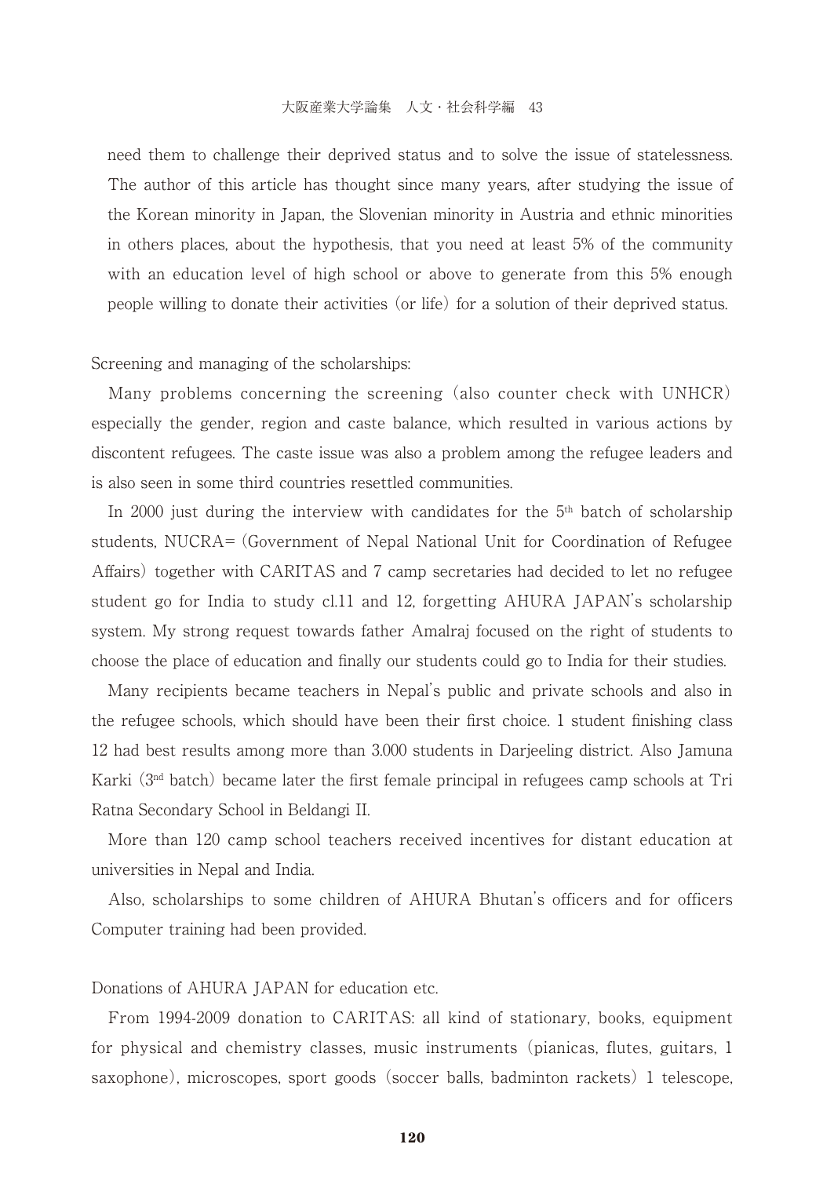need them to challenge their deprived status and to solve the issue of statelessness. The author of this article has thought since many years, after studying the issue of the Korean minority in Japan, the Slovenian minority in Austria and ethnic minorities in others places, about the hypothesis, that you need at least 5% of the community with an education level of high school or above to generate from this 5% enough people willing to donate their activities (or life) for a solution of their deprived status.

Screening and managing of the scholarships:

Many problems concerning the screening (also counter check with UNHCR) especially the gender, region and caste balance, which resulted in various actions by discontent refugees. The caste issue was also a problem among the refugee leaders and is also seen in some third countries resettled communities.

In 2000 just during the interview with candidates for the 5th batch of scholarship students, NUCRA= (Government of Nepal National Unit for Coordination of Refugee Affairs) together with CARITAS and 7 camp secretaries had decided to let no refugee student go for India to study cl.11 and 12, forgetting AHURA JAPAN's scholarship system. My strong request towards father Amalraj focused on the right of students to choose the place of education and finally our students could go to India for their studies.

Many recipients became teachers in Nepal's public and private schools and also in the refugee schools, which should have been their first choice. 1 student finishing class 12 had best results among more than 3.000 students in Darjeeling district. Also Jamuna Karki (3rd batch) became later the first female principal in refugees camp schools at Tri Ratna Secondary School in Beldangi II.

More than 120 camp school teachers received incentives for distant education at universities in Nepal and India.

Also, scholarships to some children of AHURA Bhutan's officers and for officers Computer training had been provided.

Donations of AHURA JAPAN for education etc.

From 1994-2009 donation to CARITAS: all kind of stationary, books, equipment for physical and chemistry classes, music instruments (pianicas, flutes, guitars, 1 saxophone), microscopes, sport goods (soccer balls, badminton rackets) 1 telescope,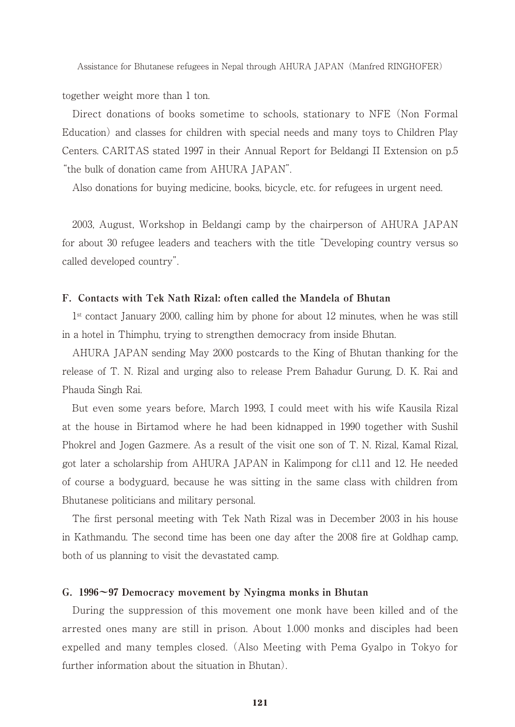together weight more than 1 ton.

Direct donations of books sometime to schools, stationary to NFE (Non Formal Education) and classes for children with special needs and many toys to Children Play Centers. CARITAS stated 1997 in their Annual Report for Beldangi II Extension on p.5 "the bulk of donation came from AHURA JAPAN".

Also donations for buying medicine, books, bicycle, etc. for refugees in urgent need.

2003, August, Workshop in Beldangi camp by the chairperson of AHURA JAPAN for about 30 refugee leaders and teachers with the title "Developing country versus so called developed country".

### F. Contacts with Tek Nath Rizal: often called the Mandela of Bhutan

1st contact January 2000, calling him by phone for about 12 minutes, when he was still in a hotel in Thimphu, trying to strengthen democracy from inside Bhutan.

AHURA JAPAN sending May 2000 postcards to the King of Bhutan thanking for the release of T. N. Rizal and urging also to release Prem Bahadur Gurung, D. K. Rai and Phauda Singh Rai.

But even some years before, March 1993, I could meet with his wife Kausila Rizal at the house in Birtamod where he had been kidnapped in 1990 together with Sushil Phokrel and Jogen Gazmere. As a result of the visit one son of T. N. Rizal, Kamal Rizal, got later a scholarship from AHURA JAPAN in Kalimpong for cl.11 and 12. He needed of course a bodyguard, because he was sitting in the same class with children from Bhutanese politicians and military personal.

The first personal meeting with Tek Nath Rizal was in December 2003 in his house in Kathmandu. The second time has been one day after the 2008 fire at Goldhap camp, both of us planning to visit the devastated camp.

### G. 1996~97 Democracy movement by Nyingma monks in Bhutan

During the suppression of this movement one monk have been killed and of the arrested ones many are still in prison. About 1.000 monks and disciples had been expelled and many temples closed. (Also Meeting with Pema Gyalpo in Tokyo for further information about the situation in Bhutan).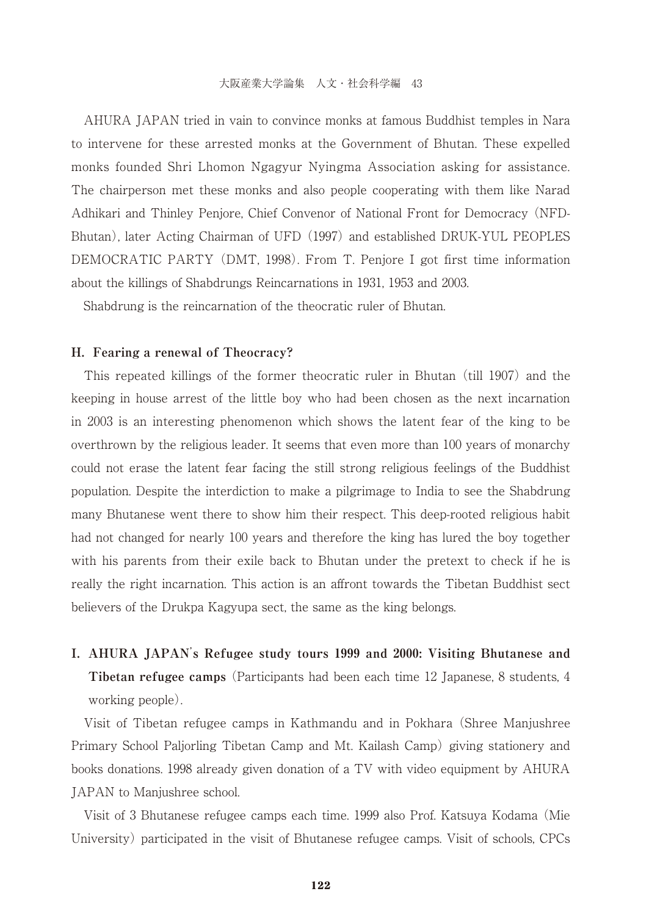AHURA JAPAN tried in vain to convince monks at famous Buddhist temples in Nara to intervene for these arrested monks at the Government of Bhutan. These expelled monks founded Shri Lhomon Ngagyur Nyingma Association asking for assistance. The chairperson met these monks and also people cooperating with them like Narad Adhikari and Thinley Penjore, Chief Convenor of National Front for Democracy (NFD-Bhutan), later Acting Chairman of UFD (1997) and established DRUK-YUL PEOPLES DEMOCRATIC PARTY (DMT, 1998). From T. Penjore I got first time information about the killings of Shabdrungs Reincarnations in 1931, 1953 and 2003.

Shabdrung is the reincarnation of the theocratic ruler of Bhutan.

### H. Fearing a renewal of Theocracy?

This repeated killings of the former theocratic ruler in Bhutan (till 1907) and the keeping in house arrest of the little boy who had been chosen as the next incarnation in 2003 is an interesting phenomenon which shows the latent fear of the king to be overthrown by the religious leader. It seems that even more than 100 years of monarchy could not erase the latent fear facing the still strong religious feelings of the Buddhist population. Despite the interdiction to make a pilgrimage to India to see the Shabdrung many Bhutanese went there to show him their respect. This deep-rooted religious habit had not changed for nearly 100 years and therefore the king has lured the boy together with his parents from their exile back to Bhutan under the pretext to check if he is really the right incarnation. This action is an affront towards the Tibetan Buddhist sect believers of the Drukpa Kagyupa sect, the same as the king belongs.

### I. AHURA JAPAN's Refugee study tours 1999 and 2000: Visiting Bhutanese and Tibetan refugee camps (Participants had been each time 12 Japanese, 8 students, 4 working people).

Visit of Tibetan refugee camps in Kathmandu and in Pokhara (Shree Manjushree Primary School Paljorling Tibetan Camp and Mt. Kailash Camp) giving stationery and books donations. 1998 already given donation of a TV with video equipment by AHURA JAPAN to Manjushree school.

Visit of 3 Bhutanese refugee camps each time. 1999 also Prof. Katsuya Kodama (Mie University) participated in the visit of Bhutanese refugee camps. Visit of schools, CPCs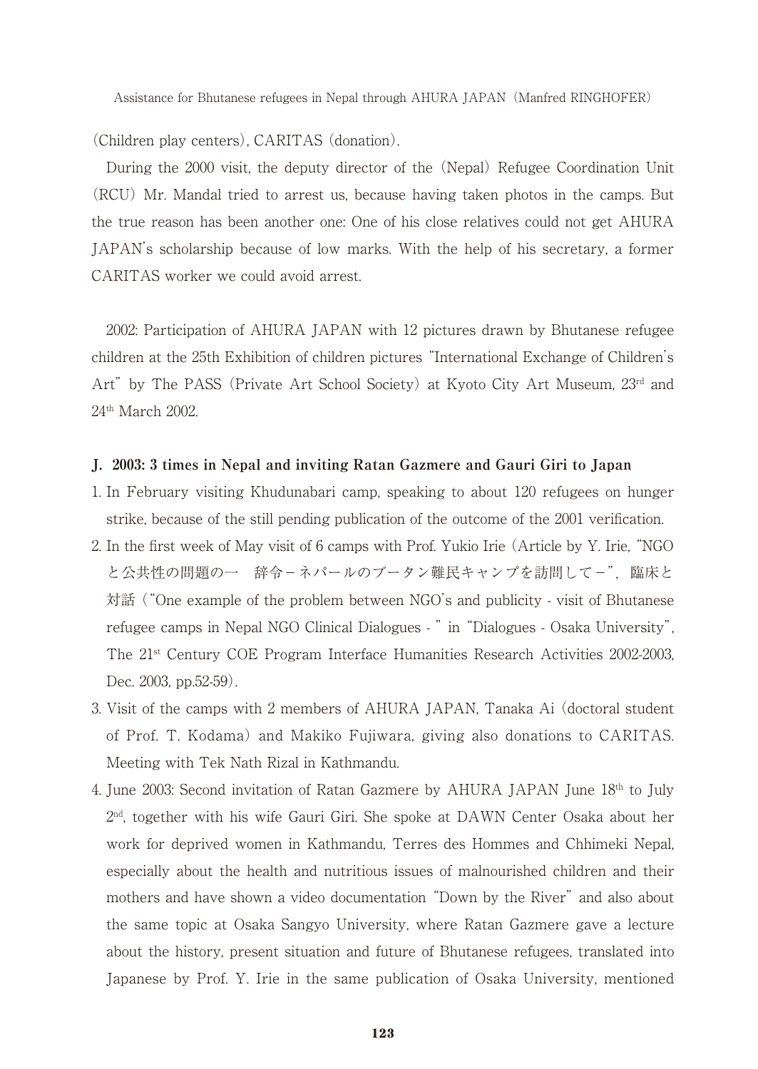(Children play centers), CARITAS (donation).

During the 2000 visit, the deputy director of the (Nepal) Refugee Coordination Unit (RCU) Mr. Mandal tried to arrest us, because having taken photos in the camps. But the true reason has been another one: One of his close relatives could not get AHURA JAPAN's scholarship because of low marks. With the help of his secretary, a former CARITAS worker we could avoid arrest.

2002: Participation of AHURA JAPAN with 12 pictures drawn by Bhutanese refugee children at the 25th Exhibition of children pictures "International Exchange of Children's Art" by The PASS (Private Art School Society) at Kyoto City Art Museum, 23rd and 24th March 2002.

## J. 2003: 3 times in Nepal and inviting Ratan Gazmere and Gauri Giri to Japan

1. In February visiting Khudunabari camp, speaking to about 120 refugees on hunger strike, because of the still pending publication of the outcome of the 2001 verification.
2. In the first week of May visit of 6 camps with Prof. Yukio Irie (Article by Y. Irie, "NGOと公共性の問題の一　辞令－ネパールのブータン難民キャンプを訪問して－", 臨床と対話 ("One example of the problem between NGO's and publicity - visit of Bhutanese refugee camps in Nepal NGO Clinical Dialogues - " in "Dialogues - Osaka University", The 21st Century COE Program Interface Humanities Research Activities 2002-2003, Dec. 2003, pp.52-59).
3. Visit of the camps with 2 members of AHURA JAPAN, Tanaka Ai (doctoral student of Prof. T. Kodama) and Makiko Fujiwara, giving also donations to CARITAS. Meeting with Tek Nath Rizal in Kathmandu.
4. June 2003: Second invitation of Ratan Gazmere by AHURA JAPAN June 18th to July 2nd, together with his wife Gauri Giri. She spoke at DAWN Center Osaka about her work for deprived women in Kathmandu, Terres des Hommes and Chhimeki Nepal, especially about the health and nutritious issues of malnourished children and their mothers and have shown a video documentation "Down by the River" and also about the same topic at Osaka Sangyo University, where Ratan Gazmere gave a lecture about the history, present situation and future of Bhutanese refugees, translated into Japanese by Prof. Y. Irie in the same publication of Osaka University, mentioned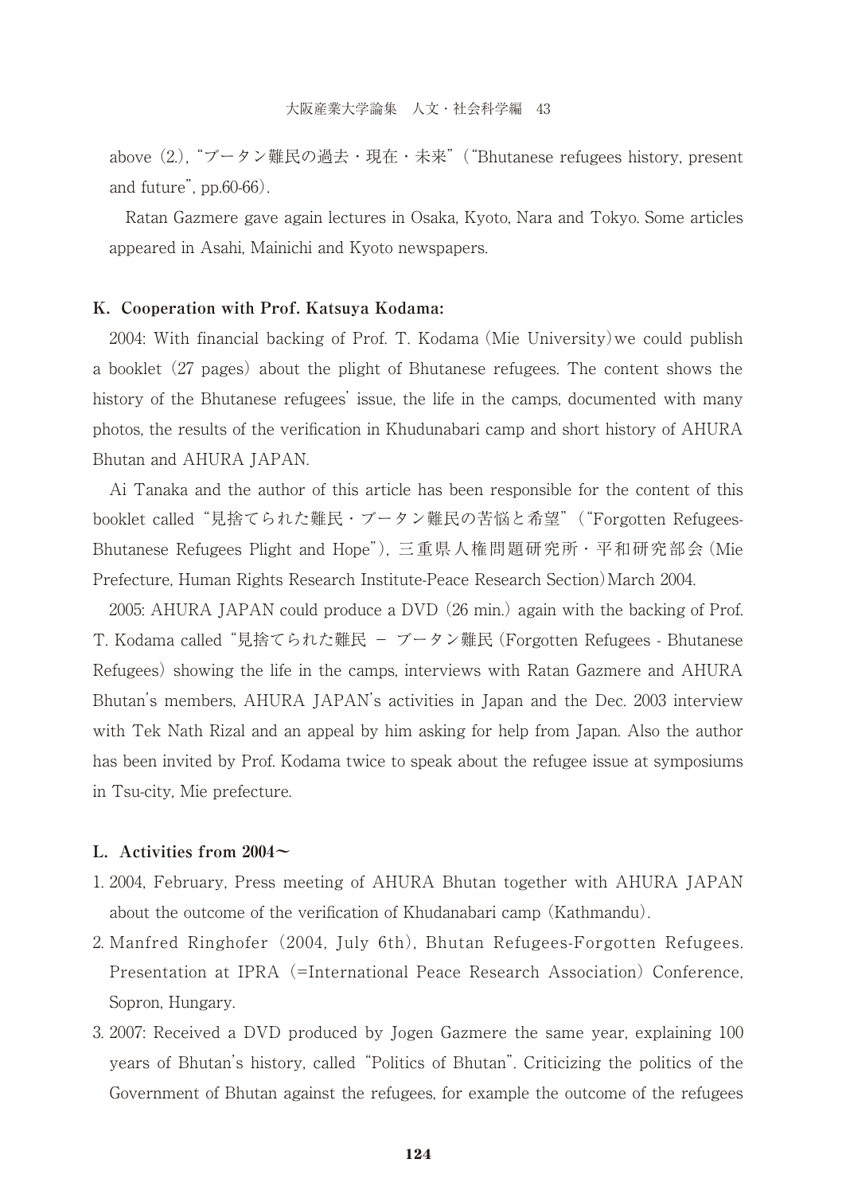above (2.), “ブータン難民の過去・現在・未来” (“Bhutanese refugees history, present and future”, pp.60-66).

Ratan Gazmere gave again lectures in Osaka, Kyoto, Nara and Tokyo. Some articles appeared in Asahi, Mainichi and Kyoto newspapers.

### K. Cooperation with Prof. Katsuya Kodama:

2004: With financial backing of Prof. T. Kodama (Mie University) we could publish a booklet (27 pages) about the plight of Bhutanese refugees. The content shows the history of the Bhutanese refugees' issue, the life in the camps, documented with many photos, the results of the verification in Khudunabari camp and short history of AHURA Bhutan and AHURA JAPAN.

Ai Tanaka and the author of this article has been responsible for the content of this booklet called “見捨てられた難民・ブータン難民の苦悩と希望” (“Forgotten Refugees-Bhutanese Refugees Plight and Hope”), 三重県人権問題研究所・平和研究部会 (Mie Prefecture, Human Rights Research Institute-Peace Research Section) March 2004.

2005: AHURA JAPAN could produce a DVD (26 min.) again with the backing of Prof. T. Kodama called “見捨てられた難民 ― ブータン難民 (Forgotten Refugees - Bhutanese Refugees) showing the life in the camps, interviews with Ratan Gazmere and AHURA Bhutan's members, AHURA JAPAN's activities in Japan and the Dec. 2003 interview with Tek Nath Rizal and an appeal by him asking for help from Japan. Also the author has been invited by Prof. Kodama twice to speak about the refugee issue at symposiums in Tsu-city, Mie prefecture.

### L. Activities from 2004～

1. 2004, February, Press meeting of AHURA Bhutan together with AHURA JAPAN about the outcome of the verification of Khudanabari camp (Kathmandu).
2. Manfred Ringhofer (2004, July 6th), Bhutan Refugees-Forgotten Refugees. Presentation at IPRA (=International Peace Research Association) Conference, Sopron, Hungary.
3. 2007: Received a DVD produced by Jogen Gazmere the same year, explaining 100 years of Bhutan's history, called “Politics of Bhutan”. Criticizing the politics of the Government of Bhutan against the refugees, for example the outcome of the refugees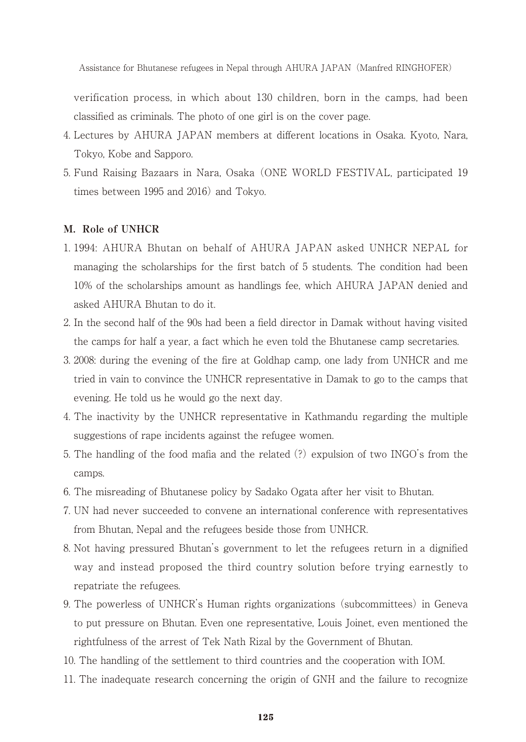verification process, in which about 130 children, born in the camps, had been classified as criminals. The photo of one girl is on the cover page.

4. Lectures by AHURA JAPAN members at different locations in Osaka. Kyoto, Nara, Tokyo, Kobe and Sapporo.
5. Fund Raising Bazaars in Nara, Osaka (ONE WORLD FESTIVAL, participated 19 times between 1995 and 2016) and Tokyo.

**M. Role of UNHCR**

1. 1994: AHURA Bhutan on behalf of AHURA JAPAN asked UNHCR NEPAL for managing the scholarships for the first batch of 5 students. The condition had been 10% of the scholarships amount as handlings fee, which AHURA JAPAN denied and asked AHURA Bhutan to do it.
2. In the second half of the 90s had been a field director in Damak without having visited the camps for half a year, a fact which he even told the Bhutanese camp secretaries.
3. 2008: during the evening of the fire at Goldhap camp, one lady from UNHCR and me tried in vain to convince the UNHCR representative in Damak to go to the camps that evening. He told us he would go the next day.
4. The inactivity by the UNHCR representative in Kathmandu regarding the multiple suggestions of rape incidents against the refugee women.
5. The handling of the food mafia and the related (?) expulsion of two INGO's from the camps.
6. The misreading of Bhutanese policy by Sadako Ogata after her visit to Bhutan.
7. UN had never succeeded to convene an international conference with representatives from Bhutan, Nepal and the refugees beside those from UNHCR.
8. Not having pressured Bhutan's government to let the refugees return in a dignified way and instead proposed the third country solution before trying earnestly to repatriate the refugees.
9. The powerless of UNHCR's Human rights organizations (subcommittees) in Geneva to put pressure on Bhutan. Even one representative, Louis Joinet, even mentioned the rightfulness of the arrest of Tek Nath Rizal by the Government of Bhutan.
10. The handling of the settlement to third countries and the cooperation with IOM.
11. The inadequate research concerning the origin of GNH and the failure to recognize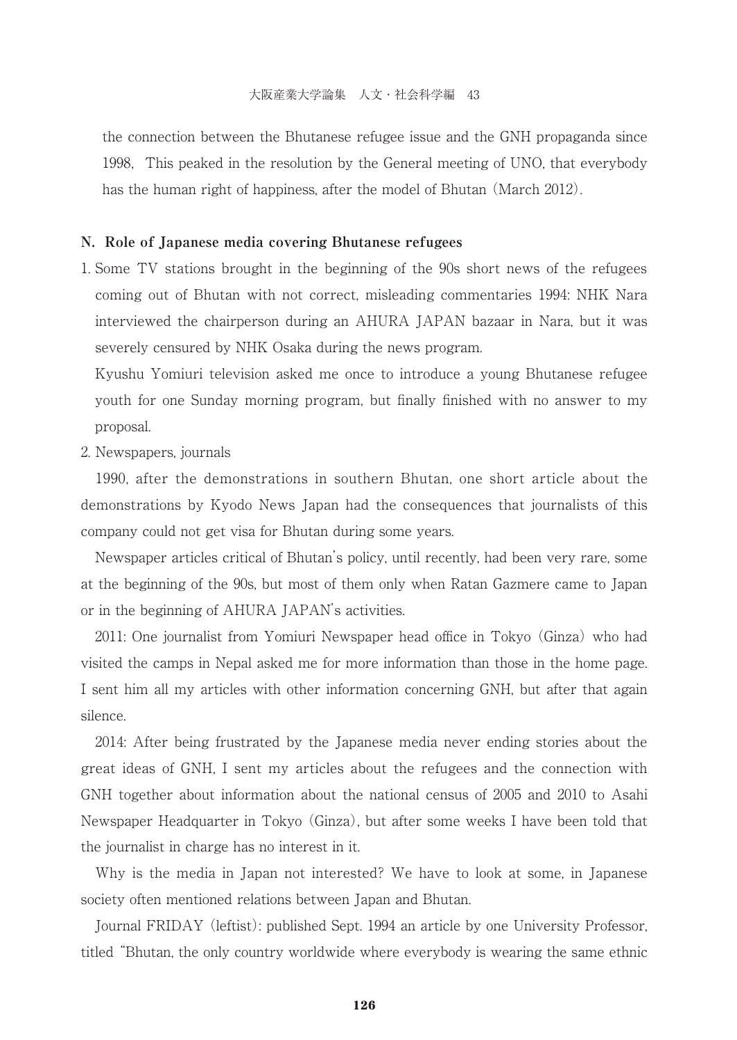the connection between the Bhutanese refugee issue and the GNH propaganda since 1998, This peaked in the resolution by the General meeting of UNO, that everybody has the human right of happiness, after the model of Bhutan (March 2012).

## N. Role of Japanese media covering Bhutanese refugees

1. Some TV stations brought in the beginning of the 90s short news of the refugees coming out of Bhutan with not correct, misleading commentaries 1994: NHK Nara interviewed the chairperson during an AHURA JAPAN bazaar in Nara, but it was severely censured by NHK Osaka during the news program.

   Kyushu Yomiuri television asked me once to introduce a young Bhutanese refugee youth for one Sunday morning program, but finally finished with no answer to my proposal.

2. Newspapers, journals

1990, after the demonstrations in southern Bhutan, one short article about the demonstrations by Kyodo News Japan had the consequences that journalists of this company could not get visa for Bhutan during some years.

Newspaper articles critical of Bhutan's policy, until recently, had been very rare, some at the beginning of the 90s, but most of them only when Ratan Gazmere came to Japan or in the beginning of AHURA JAPAN's activities.

2011: One journalist from Yomiuri Newspaper head office in Tokyo (Ginza) who had visited the camps in Nepal asked me for more information than those in the home page. I sent him all my articles with other information concerning GNH, but after that again silence.

2014: After being frustrated by the Japanese media never ending stories about the great ideas of GNH, I sent my articles about the refugees and the connection with GNH together about information about the national census of 2005 and 2010 to Asahi Newspaper Headquarter in Tokyo (Ginza), but after some weeks I have been told that the journalist in charge has no interest in it.

Why is the media in Japan not interested? We have to look at some, in Japanese society often mentioned relations between Japan and Bhutan.

Journal FRIDAY (leftist): published Sept. 1994 an article by one University Professor, titled "Bhutan, the only country worldwide where everybody is wearing the same ethnic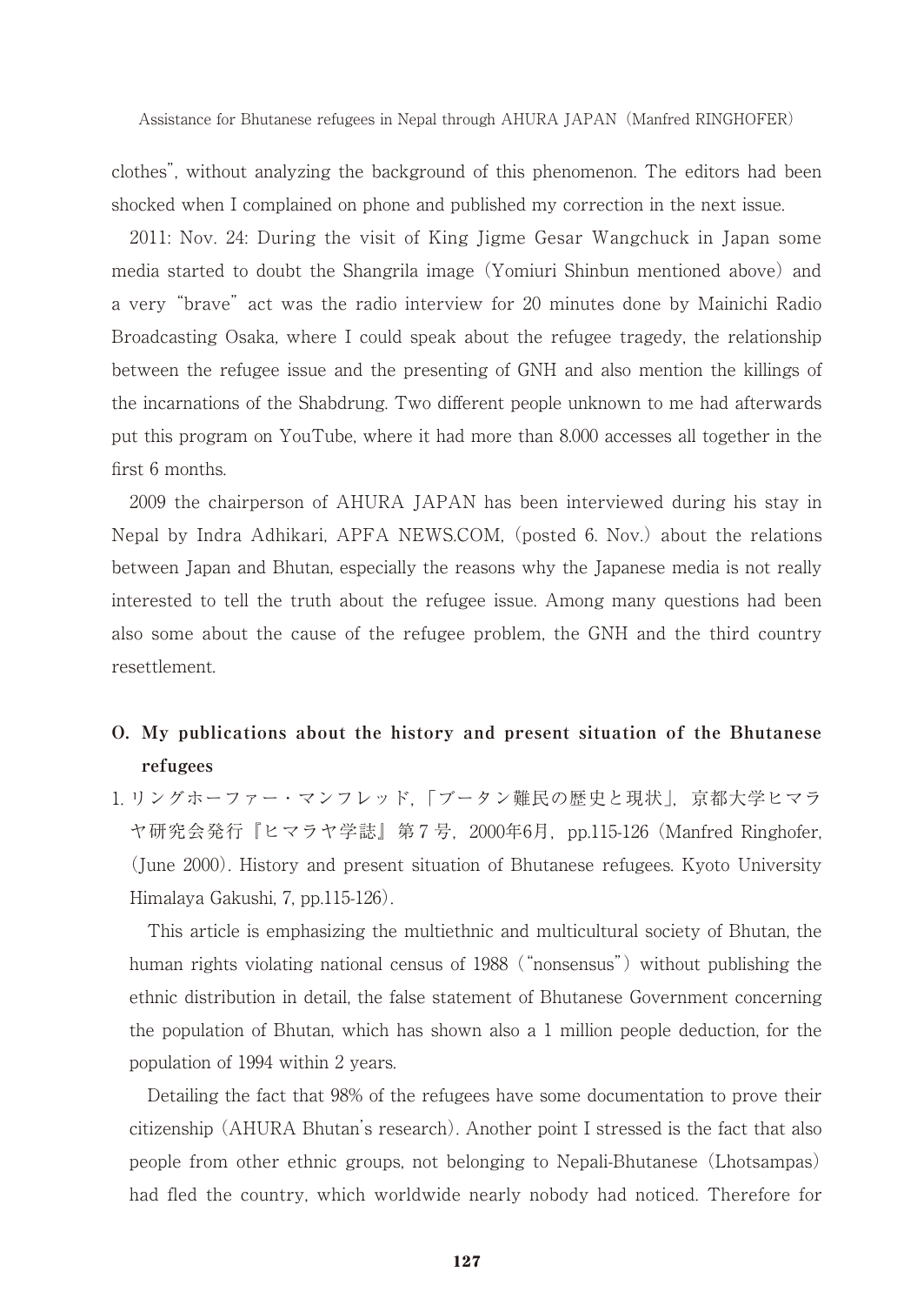clothes", without analyzing the background of this phenomenon. The editors had been shocked when I complained on phone and published my correction in the next issue.

2011: Nov. 24: During the visit of King Jigme Gesar Wangchuck in Japan some media started to doubt the Shangrila image (Yomiuri Shinbun mentioned above) and a very "brave" act was the radio interview for 20 minutes done by Mainichi Radio Broadcasting Osaka, where I could speak about the refugee tragedy, the relationship between the refugee issue and the presenting of GNH and also mention the killings of the incarnations of the Shabdrung. Two different people unknown to me had afterwards put this program on YouTube, where it had more than 8.000 accesses all together in the first 6 months.

2009 the chairperson of AHURA JAPAN has been interviewed during his stay in Nepal by Indra Adhikari, APFA NEWS.COM, (posted 6. Nov.) about the relations between Japan and Bhutan, especially the reasons why the Japanese media is not really interested to tell the truth about the refugee issue. Among many questions had been also some about the cause of the refugee problem, the GNH and the third country resettlement.

## O. My publications about the history and present situation of the Bhutanese refugees

1. リングホーファー・マンフレッド,「ブータン難民の歴史と現状」, 京都大学ヒマラヤ研究会発行『ヒマラヤ学誌』第7号, 2000年6月, pp.115-126 (Manfred Ringhofer, (June 2000). History and present situation of Bhutanese refugees. Kyoto University Himalaya Gakushi, 7, pp.115-126).

   This article is emphasizing the multiethnic and multicultural society of Bhutan, the human rights violating national census of 1988 ("nonsensus") without publishing the ethnic distribution in detail, the false statement of Bhutanese Government concerning the population of Bhutan, which has shown also a 1 million people deduction, for the population of 1994 within 2 years.

   Detailing the fact that 98% of the refugees have some documentation to prove their citizenship (AHURA Bhutan's research). Another point I stressed is the fact that also people from other ethnic groups, not belonging to Nepali-Bhutanese (Lhotsampas) had fled the country, which worldwide nearly nobody had noticed. Therefore for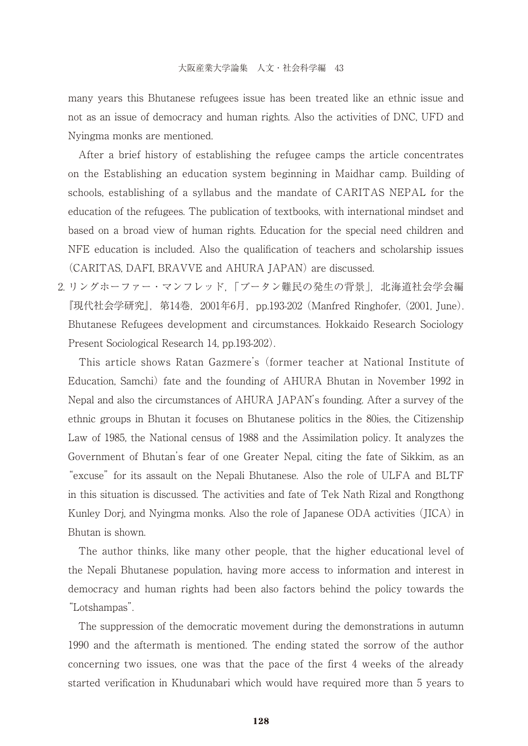many years this Bhutanese refugees issue has been treated like an ethnic issue and not as an issue of democracy and human rights. Also the activities of DNC, UFD and Nyingma monks are mentioned.

After a brief history of establishing the refugee camps the article concentrates on the Establishing an education system beginning in Maidhar camp. Building of schools, establishing of a syllabus and the mandate of CARITAS NEPAL for the education of the refugees. The publication of textbooks, with international mindset and based on a broad view of human rights. Education for the special need children and NFE education is included. Also the qualification of teachers and scholarship issues (CARITAS, DAFI, BRAVVE and AHURA JAPAN) are discussed.

2. リングホーファー・マンフレッド,「ブータン難民の発生の背景」, 北海道社会学会編『現代社会学研究』, 第14巻, 2001年6月, pp.193-202 (Manfred Ringhofer, (2001, June). Bhutanese Refugees development and circumstances. Hokkaido Research Sociology Present Sociological Research 14, pp.193-202).

   This article shows Ratan Gazmere's (former teacher at National Institute of Education, Samchi) fate and the founding of AHURA Bhutan in November 1992 in Nepal and also the circumstances of AHURA JAPAN's founding. After a survey of the ethnic groups in Bhutan it focuses on Bhutanese politics in the 80ies, the Citizenship Law of 1985, the National census of 1988 and the Assimilation policy. It analyzes the Government of Bhutan's fear of one Greater Nepal, citing the fate of Sikkim, as an "excuse" for its assault on the Nepali Bhutanese. Also the role of ULFA and BLTF in this situation is discussed. The activities and fate of Tek Nath Rizal and Rongthong Kunley Dorj, and Nyingma monks. Also the role of Japanese ODA activities (JICA) in Bhutan is shown.

   The author thinks, like many other people, that the higher educational level of the Nepali Bhutanese population, having more access to information and interest in democracy and human rights had been also factors behind the policy towards the "Lotshampas".

   The suppression of the democratic movement during the demonstrations in autumn 1990 and the aftermath is mentioned. The ending stated the sorrow of the author concerning two issues, one was that the pace of the first 4 weeks of the already started verification in Khudunabari which would have required more than 5 years to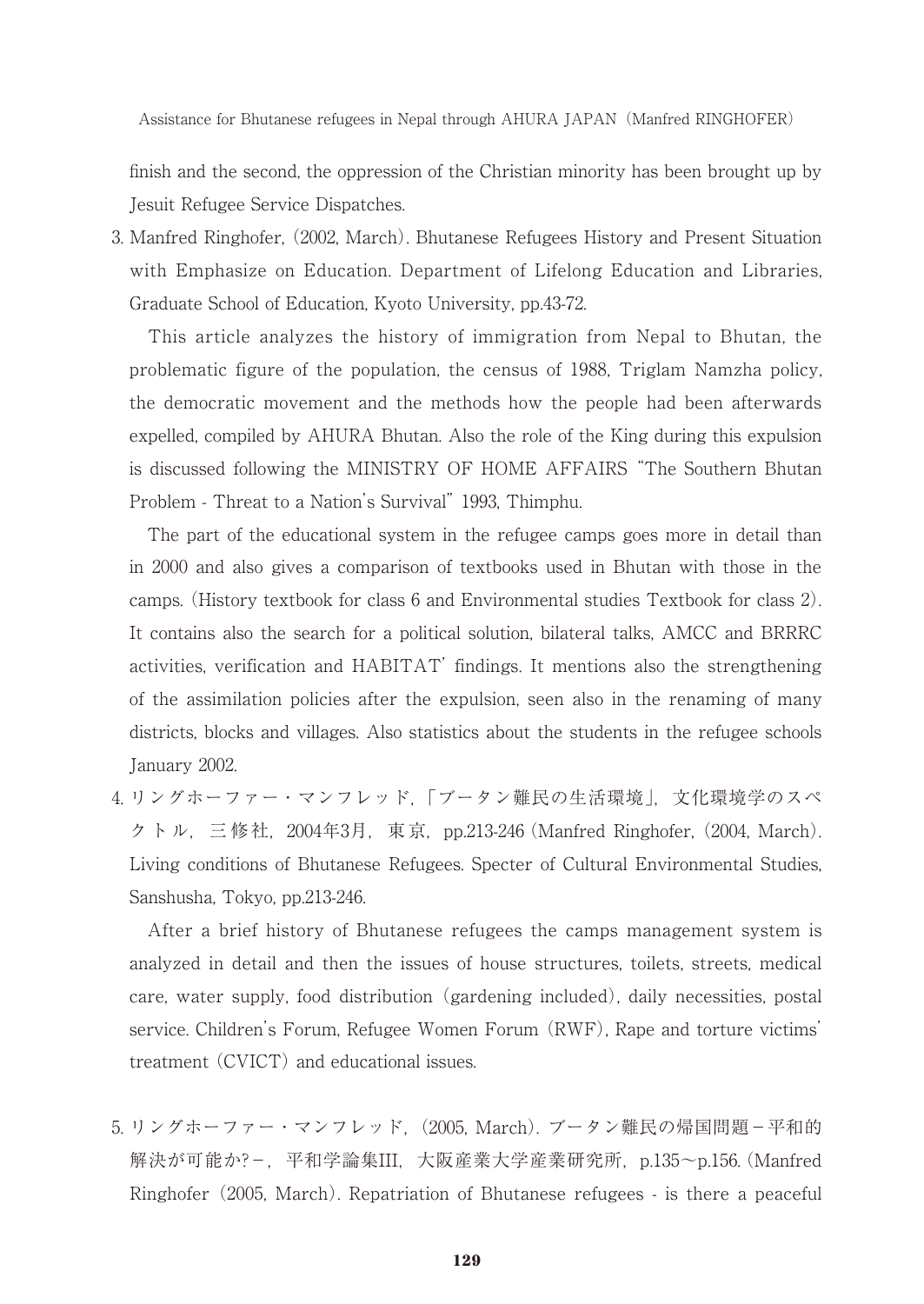finish and the second, the oppression of the Christian minority has been brought up by Jesuit Refugee Service Dispatches.

3. Manfred Ringhofer, (2002, March). Bhutanese Refugees History and Present Situation with Emphasize on Education. Department of Lifelong Education and Libraries, Graduate School of Education, Kyoto University, pp.43-72.

   This article analyzes the history of immigration from Nepal to Bhutan, the problematic figure of the population, the census of 1988, Triglam Namzha policy, the democratic movement and the methods how the people had been afterwards expelled, compiled by AHURA Bhutan. Also the role of the King during this expulsion is discussed following the MINISTRY OF HOME AFFAIRS "The Southern Bhutan Problem - Threat to a Nation's Survival" 1993, Thimphu.

   The part of the educational system in the refugee camps goes more in detail than in 2000 and also gives a comparison of textbooks used in Bhutan with those in the camps. (History textbook for class 6 and Environmental studies Textbook for class 2). It contains also the search for a political solution, bilateral talks, AMCC and BRRRC activities, verification and HABITAT' findings. It mentions also the strengthening of the assimilation policies after the expulsion, seen also in the renaming of many districts, blocks and villages. Also statistics about the students in the refugee schools January 2002.

4. リングホーファー・マンフレッド,「ブータン難民の生活環境」, 文化環境学のスペクトル, 三修社, 2004年3月, 東京, pp.213-246 (Manfred Ringhofer, (2004, March). Living conditions of Bhutanese Refugees. Specter of Cultural Environmental Studies, Sanshusha, Tokyo, pp.213-246.

   After a brief history of Bhutanese refugees the camps management system is analyzed in detail and then the issues of house structures, toilets, streets, medical care, water supply, food distribution (gardening included), daily necessities, postal service. Children's Forum, Refugee Women Forum (RWF), Rape and torture victims' treatment (CVICT) and educational issues.

5. リングホーファー・マンフレッド, (2005, March). ブータン難民の帰国問題－平和的解決が可能か?－, 平和学論集III, 大阪産業大学産業研究所, p.135～p.156. (Manfred Ringhofer (2005, March). Repatriation of Bhutanese refugees - is there a peaceful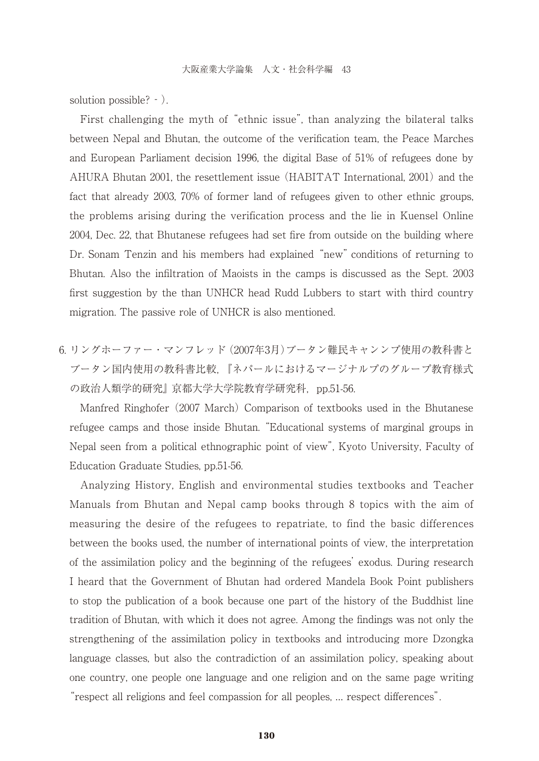solution possible? - ).

First challenging the myth of "ethnic issue", than analyzing the bilateral talks between Nepal and Bhutan, the outcome of the verification team, the Peace Marches and European Parliament decision 1996, the digital Base of 51% of refugees done by AHURA Bhutan 2001, the resettlement issue (HABITAT International, 2001) and the fact that already 2003, 70% of former land of refugees given to other ethnic groups, the problems arising during the verification process and the lie in Kuensel Online 2004, Dec. 22, that Bhutanese refugees had set fire from outside on the building where Dr. Sonam Tenzin and his members had explained "new" conditions of returning to Bhutan. Also the infiltration of Maoists in the camps is discussed as the Sept. 2003 first suggestion by the than UNHCR head Rudd Lubbers to start with third country migration. The passive role of UNHCR is also mentioned.

6. リングホーファー・マンフレッド（2007年3月）ブータン難民キャンンプ使用の教科書とブータン国内使用の教科書比較，『ネパールにおけるマージナルプのグループ教育様式の政治人類学的研究』京都大学大学院教育学研究科，pp.51-56.

   Manfred Ringhofer (2007 March) Comparison of textbooks used in the Bhutanese refugee camps and those inside Bhutan. "Educational systems of marginal groups in Nepal seen from a political ethnographic point of view", Kyoto University, Faculty of Education Graduate Studies, pp.51-56.

   Analyzing History, English and environmental studies textbooks and Teacher Manuals from Bhutan and Nepal camp books through 8 topics with the aim of measuring the desire of the refugees to repatriate, to find the basic differences between the books used, the number of international points of view, the interpretation of the assimilation policy and the beginning of the refugees' exodus. During research I heard that the Government of Bhutan had ordered Mandela Book Point publishers to stop the publication of a book because one part of the history of the Buddhist line tradition of Bhutan, with which it does not agree. Among the findings was not only the strengthening of the assimilation policy in textbooks and introducing more Dzongka language classes, but also the contradiction of an assimilation policy, speaking about one country, one people one language and one religion and on the same page writing "respect all religions and feel compassion for all peoples, ... respect differences".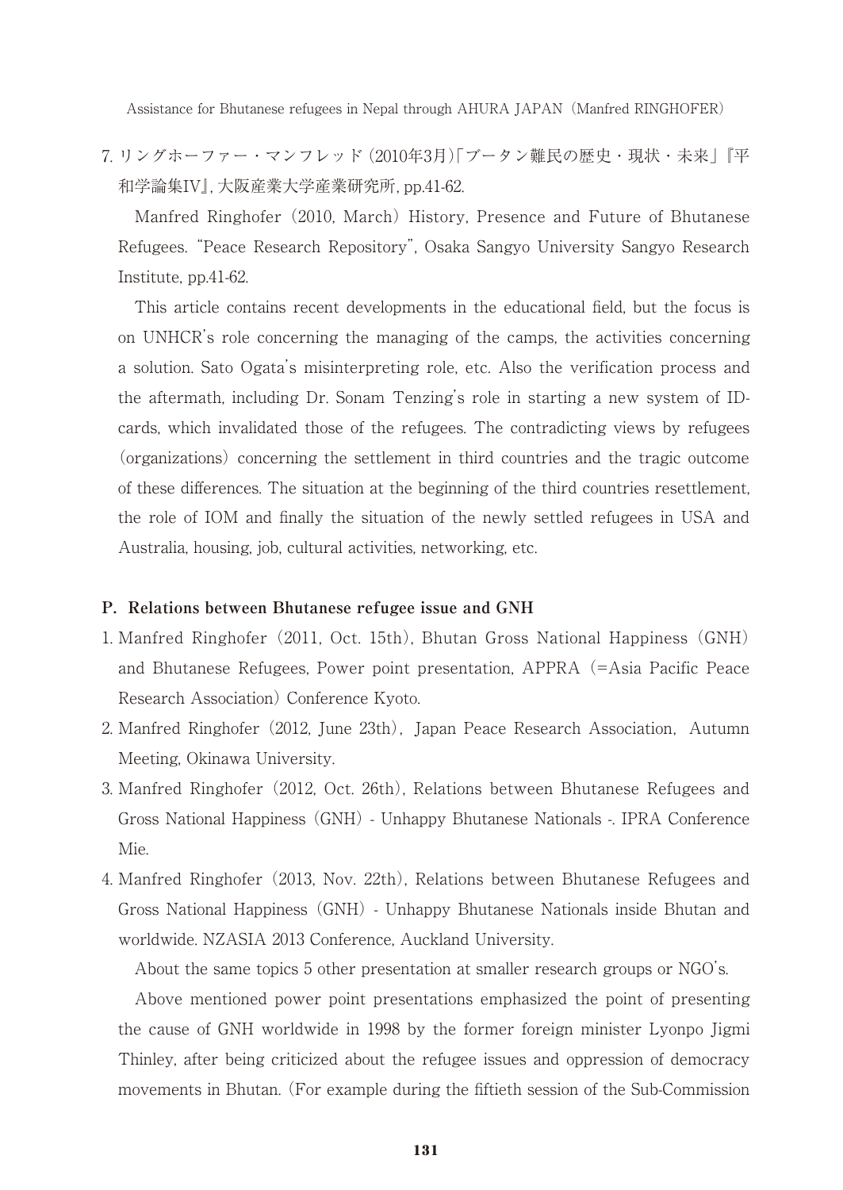7. リングホーファー・マンフレッド (2010年3月)「ブータン難民の歴史・現状・未来」『平和学論集IV』, 大阪産業大学産業研究所, pp.41-62.

   Manfred Ringhofer (2010, March) History, Presence and Future of Bhutanese Refugees. "Peace Research Repository", Osaka Sangyo University Sangyo Research Institute, pp.41-62.

   This article contains recent developments in the educational field, but the focus is on UNHCR's role concerning the managing of the camps, the activities concerning a solution. Sato Ogata's misinterpreting role, etc. Also the verification process and the aftermath, including Dr. Sonam Tenzing's role in starting a new system of ID-cards, which invalidated those of the refugees. The contradicting views by refugees (organizations) concerning the settlement in third countries and the tragic outcome of these differences. The situation at the beginning of the third countries resettlement, the role of IOM and finally the situation of the newly settled refugees in USA and Australia, housing, job, cultural activities, networking, etc.

### P. Relations between Bhutanese refugee issue and GNH

1. Manfred Ringhofer (2011, Oct. 15th), Bhutan Gross National Happiness (GNH) and Bhutanese Refugees, Power point presentation, APPRA (=Asia Pacific Peace Research Association) Conference Kyoto.
2. Manfred Ringhofer (2012, June 23th), Japan Peace Research Association, Autumn Meeting, Okinawa University.
3. Manfred Ringhofer (2012, Oct. 26th), Relations between Bhutanese Refugees and Gross National Happiness (GNH) - Unhappy Bhutanese Nationals -. IPRA Conference Mie.
4. Manfred Ringhofer (2013, Nov. 22th), Relations between Bhutanese Refugees and Gross National Happiness (GNH) - Unhappy Bhutanese Nationals inside Bhutan and worldwide. NZASIA 2013 Conference, Auckland University.

   About the same topics 5 other presentation at smaller research groups or NGO's.

   Above mentioned power point presentations emphasized the point of presenting the cause of GNH worldwide in 1998 by the former foreign minister Lyonpo Jigmi Thinley, after being criticized about the refugee issues and oppression of democracy movements in Bhutan. (For example during the fiftieth session of the Sub-Commission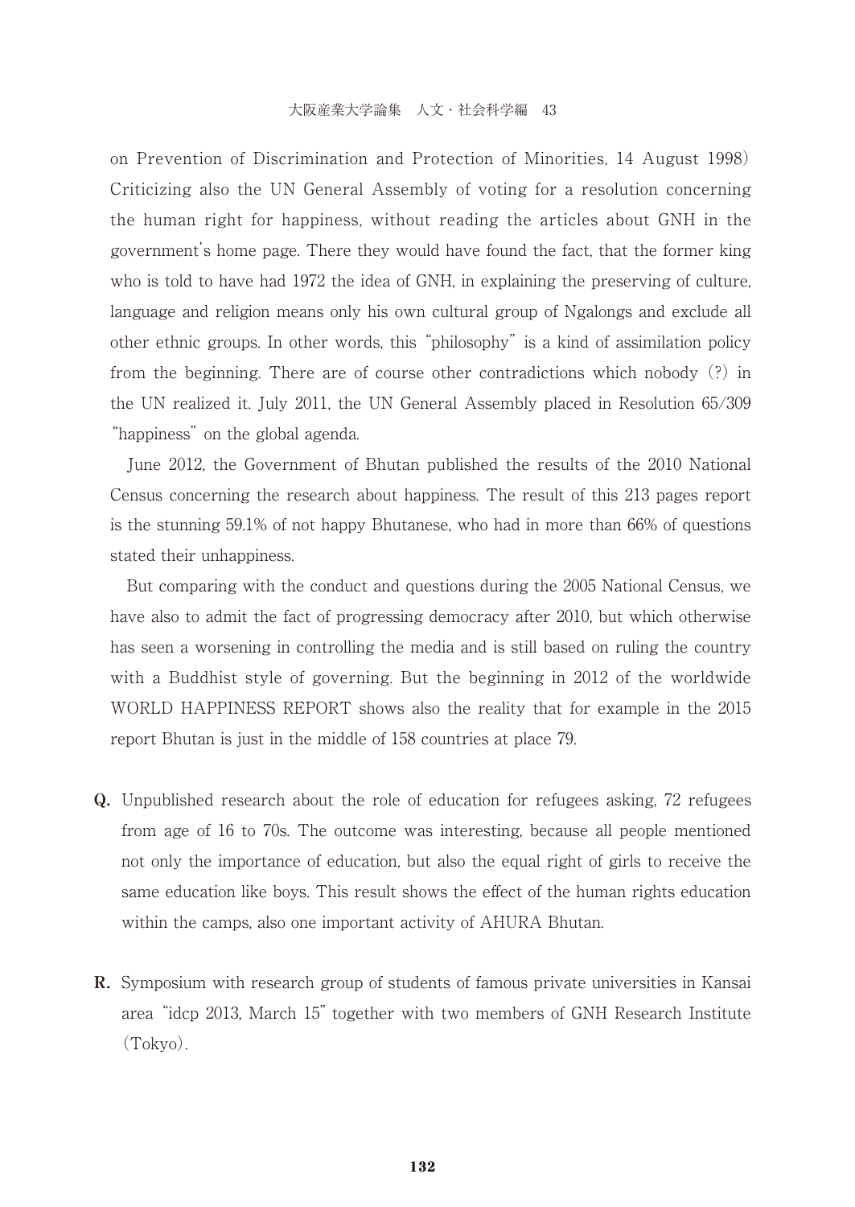on Prevention of Discrimination and Protection of Minorities, 14 August 1998) Criticizing also the UN General Assembly of voting for a resolution concerning the human right for happiness, without reading the articles about GNH in the government's home page. There they would have found the fact, that the former king who is told to have had 1972 the idea of GNH, in explaining the preserving of culture, language and religion means only his own cultural group of Ngalongs and exclude all other ethnic groups. In other words, this "philosophy" is a kind of assimilation policy from the beginning. There are of course other contradictions which nobody (?) in the UN realized it. July 2011, the UN General Assembly placed in Resolution 65/309 "happiness" on the global agenda.

June 2012, the Government of Bhutan published the results of the 2010 National Census concerning the research about happiness. The result of this 213 pages report is the stunning 59.1% of not happy Bhutanese, who had in more than 66% of questions stated their unhappiness.

But comparing with the conduct and questions during the 2005 National Census, we have also to admit the fact of progressing democracy after 2010, but which otherwise has seen a worsening in controlling the media and is still based on ruling the country with a Buddhist style of governing. But the beginning in 2012 of the worldwide WORLD HAPPINESS REPORT shows also the reality that for example in the 2015 report Bhutan is just in the middle of 158 countries at place 79.

**Q.** Unpublished research about the role of education for refugees asking, 72 refugees from age of 16 to 70s. The outcome was interesting, because all people mentioned not only the importance of education, but also the equal right of girls to receive the same education like boys. This result shows the effect of the human rights education within the camps, also one important activity of AHURA Bhutan.

**R.** Symposium with research group of students of famous private universities in Kansai area "idcp 2013, March 15" together with two members of GNH Research Institute (Tokyo).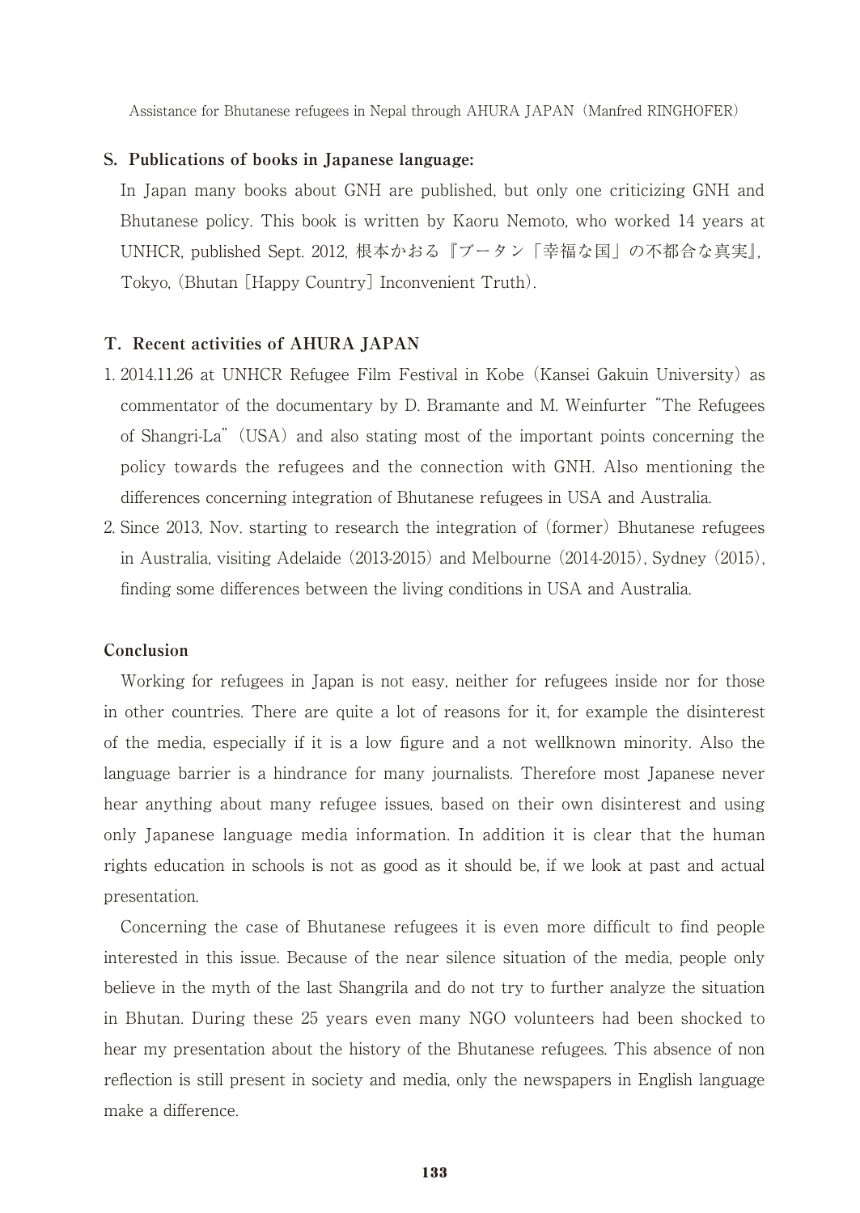## S. Publications of books in Japanese language:

In Japan many books about GNH are published, but only one criticizing GNH and Bhutanese policy. This book is written by Kaoru Nemoto, who worked 14 years at UNHCR, published Sept. 2012, 根本かおる『ブータン「幸福な国」の不都合な真実』, Tokyo, (Bhutan [Happy Country] Inconvenient Truth).

## T. Recent activities of AHURA JAPAN

1. 2014.11.26 at UNHCR Refugee Film Festival in Kobe (Kansei Gakuin University) as commentator of the documentary by D. Bramante and M. Weinfurter "The Refugees of Shangri-La" (USA) and also stating most of the important points concerning the policy towards the refugees and the connection with GNH. Also mentioning the differences concerning integration of Bhutanese refugees in USA and Australia.
2. Since 2013, Nov. starting to research the integration of (former) Bhutanese refugees in Australia, visiting Adelaide (2013-2015) and Melbourne (2014-2015), Sydney (2015), finding some differences between the living conditions in USA and Australia.

## Conclusion

Working for refugees in Japan is not easy, neither for refugees inside nor for those in other countries. There are quite a lot of reasons for it, for example the disinterest of the media, especially if it is a low figure and a not wellknown minority. Also the language barrier is a hindrance for many journalists. Therefore most Japanese never hear anything about many refugee issues, based on their own disinterest and using only Japanese language media information. In addition it is clear that the human rights education in schools is not as good as it should be, if we look at past and actual presentation.

Concerning the case of Bhutanese refugees it is even more difficult to find people interested in this issue. Because of the near silence situation of the media, people only believe in the myth of the last Shangrila and do not try to further analyze the situation in Bhutan. During these 25 years even many NGO volunteers had been shocked to hear my presentation about the history of the Bhutanese refugees. This absence of non reflection is still present in society and media, only the newspapers in English language make a difference.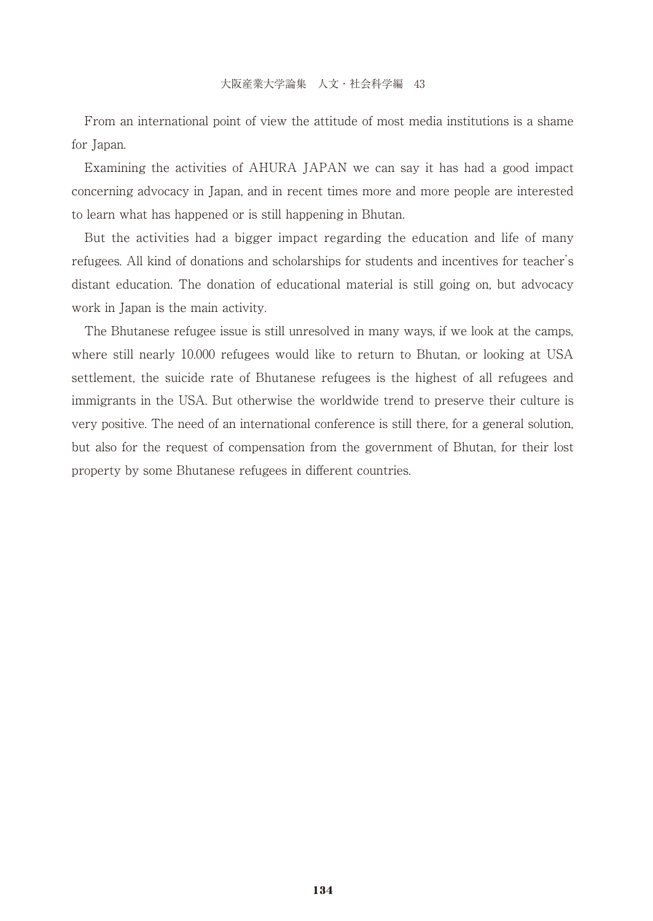From an international point of view the attitude of most media institutions is a shame for Japan.

Examining the activities of AHURA JAPAN we can say it has had a good impact concerning advocacy in Japan, and in recent times more and more people are interested to learn what has happened or is still happening in Bhutan.

But the activities had a bigger impact regarding the education and life of many refugees. All kind of donations and scholarships for students and incentives for teacher's distant education. The donation of educational material is still going on, but advocacy work in Japan is the main activity.

The Bhutanese refugee issue is still unresolved in many ways, if we look at the camps, where still nearly 10.000 refugees would like to return to Bhutan, or looking at USA settlement, the suicide rate of Bhutanese refugees is the highest of all refugees and immigrants in the USA. But otherwise the worldwide trend to preserve their culture is very positive. The need of an international conference is still there, for a general solution, but also for the request of compensation from the government of Bhutan, for their lost property by some Bhutanese refugees in different countries.